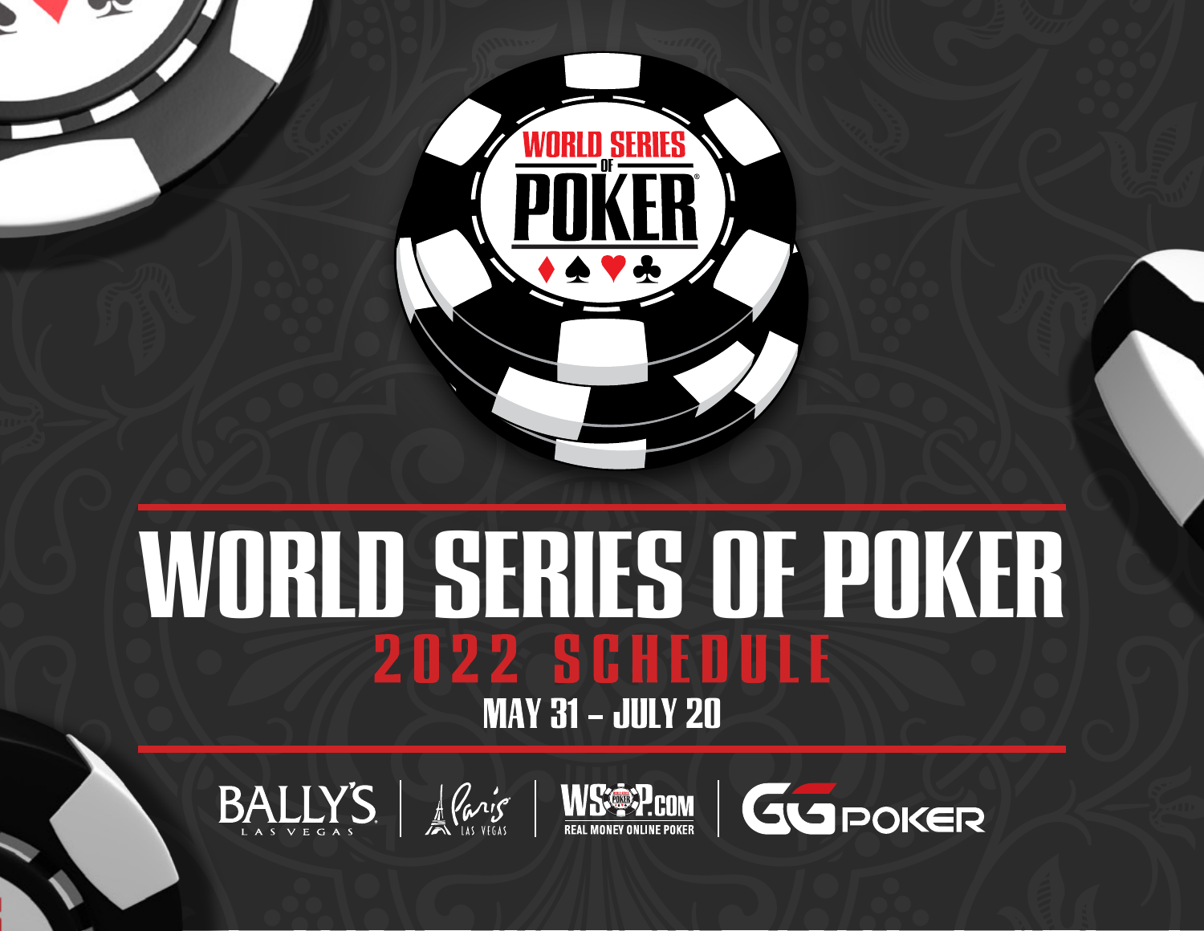# WORLD SERIES OF POKER

## 2022 SCHEDULE

**MAY 31 – JULY 20**

BALLY'S LAS VEGAS | Paris LAS VEGAS | WSOP.COM REAL MONEY ONLINE POKER | GGPOKER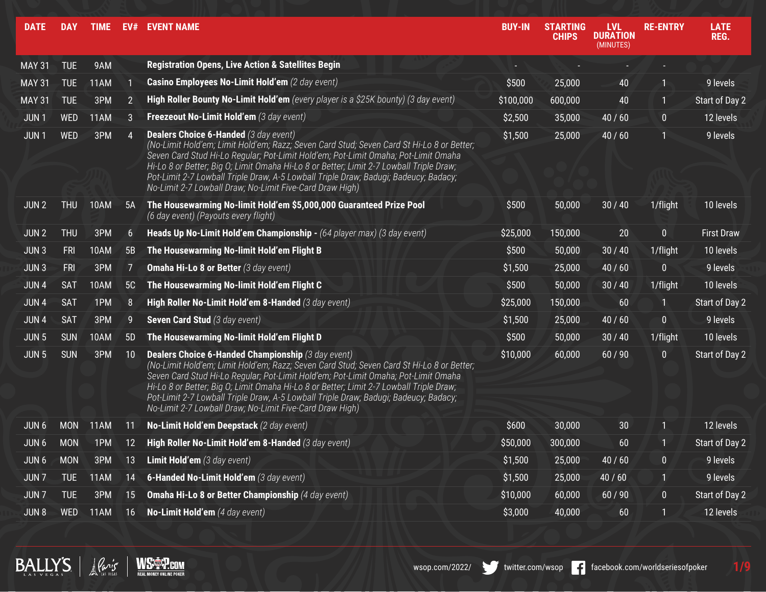| DATE | DAY | TIME | EV# | EVENT NAME | BUY-IN | STARTING CHIPS | LVL DURATION (MINUTES) | RE-ENTRY | LATE REG. |
|---|---|---|---|---|---|---|---|---|---|
| MAY 31 | TUE | 9AM | | **Registration Opens, Live Action & Satellites Begin** | - | - | - | - | |
| MAY 31 | TUE | 11AM | 1 | **Casino Employees No-Limit Hold'em** *(2 day event)* | $500 | 25,000 | 40 | 1 | 9 levels |
| MAY 31 | TUE | 3PM | 2 | **High Roller Bounty No-Limit Hold'em** *(every player is a $25K bounty) (3 day event)* | $100,000 | 600,000 | 40 | 1 | Start of Day 2 |
| JUN 1 | WED | 11AM | 3 | **Freezeout No-Limit Hold'em** *(3 day event)* | $2,500 | 35,000 | 40 / 60 | 0 | 12 levels |
| JUN 1 | WED | 3PM | 4 | **Dealers Choice 6-Handed** *(3 day event)* *(No-Limit Hold'em; Limit Hold'em; Razz; Seven Card Stud; Seven Card St Hi-Lo 8 or Better; Seven Card Stud Hi-Lo Regular; Pot-Limit Hold'em; Pot-Limit Omaha; Pot-Limit Omaha Hi-Lo 8 or Better; Big O; Limit Omaha Hi-Lo 8 or Better; Limit 2-7 Lowball Triple Draw; Pot-Limit 2-7 Lowball Triple Draw, A-5 Lowball Triple Draw; Badugi; Badeucy; Badacy; No-Limit 2-7 Lowball Draw; No-Limit Five-Card Draw High)* | $1,500 | 25,000 | 40 / 60 | 1 | 9 levels |
| JUN 2 | THU | 10AM | 5A | **The Housewarming No-limit Hold'em $5,000,000 Guaranteed Prize Pool** *(6 day event) (Payouts every flight)* | $500 | 50,000 | 30 / 40 | 1/flight | 10 levels |
| JUN 2 | THU | 3PM | 6 | **Heads Up No-Limit Hold'em Championship -** *(64 player max) (3 day event)* | $25,000 | 150,000 | 20 | 0 | First Draw |
| JUN 3 | FRI | 10AM | 5B | **The Housewarming No-limit Hold'em Flight B** | $500 | 50,000 | 30 / 40 | 1/flight | 10 levels |
| JUN 3 | FRI | 3PM | 7 | **Omaha Hi-Lo 8 or Better** *(3 day event)* | $1,500 | 25,000 | 40 / 60 | 0 | 9 levels |
| JUN 4 | SAT | 10AM | 5C | **The Housewarming No-limit Hold'em Flight C** | $500 | 50,000 | 30 / 40 | 1/flight | 10 levels |
| JUN 4 | SAT | 1PM | 8 | **High Roller No-Limit Hold'em 8-Handed** *(3 day event)* | $25,000 | 150,000 | 60 | 1 | Start of Day 2 |
| JUN 4 | SAT | 3PM | 9 | **Seven Card Stud** *(3 day event)* | $1,500 | 25,000 | 40 / 60 | 0 | 9 levels |
| JUN 5 | SUN | 10AM | 5D | **The Housewarming No-limit Hold'em Flight D** | $500 | 50,000 | 30 / 40 | 1/flight | 10 levels |
| JUN 5 | SUN | 3PM | 10 | **Dealers Choice 6-Handed Championship** *(3 day event)* *(No-Limit Hold'em; Limit Hold'em; Razz; Seven Card Stud; Seven Card St Hi-Lo 8 or Better; Seven Card Stud Hi-Lo Regular; Pot-Limit Hold'em; Pot-Limit Omaha; Pot-Limit Omaha Hi-Lo 8 or Better; Big O; Limit Omaha Hi-Lo 8 or Better; Limit 2-7 Lowball Triple Draw; Pot-Limit 2-7 Lowball Triple Draw, A-5 Lowball Triple Draw; Badugi; Badeucy; Badacy; No-Limit 2-7 Lowball Draw; No-Limit Five-Card Draw High)* | $10,000 | 60,000 | 60 / 90 | 0 | Start of Day 2 |
| JUN 6 | MON | 11AM | 11 | **No-Limit Hold'em Deepstack** *(2 day event)* | $600 | 30,000 | 30 | 1 | 12 levels |
| JUN 6 | MON | 1PM | 12 | **High Roller No-Limit Hold'em 8-Handed** *(3 day event)* | $50,000 | 300,000 | 60 | 1 | Start of Day 2 |
| JUN 6 | MON | 3PM | 13 | **Limit Hold'em** *(3 day event)* | $1,500 | 25,000 | 40 / 60 | 0 | 9 levels |
| JUN 7 | TUE | 11AM | 14 | **6-Handed No-Limit Hold'em** *(3 day event)* | $1,500 | 25,000 | 40 / 60 | 1 | 9 levels |
| JUN 7 | TUE | 3PM | 15 | **Omaha Hi-Lo 8 or Better Championship** *(4 day event)* | $10,000 | 60,000 | 60 / 90 | 0 | Start of Day 2 |
| JUN 8 | WED | 11AM | 16 | **No-Limit Hold'em** *(4 day event)* | $3,000 | 40,000 | 60 | 1 | 12 levels |

BALLY'S LAS VEGAS | Paris LAS VEGAS | WSOP.COM REAL MONEY ONLINE POKER

wsop.com/2022/ twitter.com/wsop facebook.com/worldseriesofpoker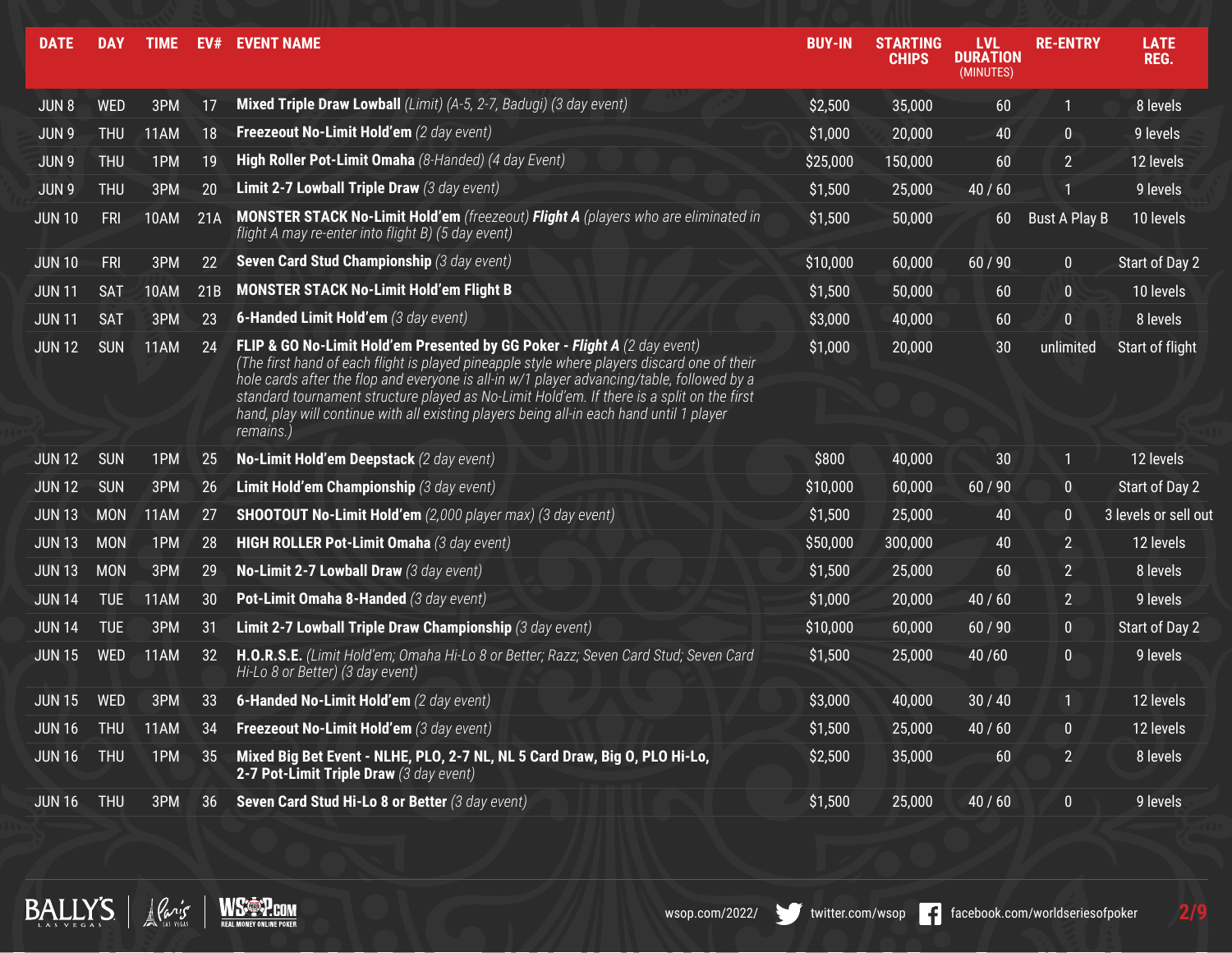| DATE | DAY | TIME | EV# | EVENT NAME | BUY-IN | STARTING CHIPS | LVL DURATION (MINUTES) | RE-ENTRY | LATE REG. |
|---|---|---|---|---|---|---|---|---|---|
| JUN 8 | WED | 3PM | 17 | **Mixed Triple Draw Lowball** *(Limit) (A-5, 2-7, Badugi) (3 day event)* | $2,500 | 35,000 | 60 | 1 | 8 levels |
| JUN 9 | THU | 11AM | 18 | **Freezeout No-Limit Hold'em** *(2 day event)* | $1,000 | 20,000 | 40 | 0 | 9 levels |
| JUN 9 | THU | 1PM | 19 | **High Roller Pot-Limit Omaha** *(8-Handed) (4 day Event)* | $25,000 | 150,000 | 60 | 2 | 12 levels |
| JUN 9 | THU | 3PM | 20 | **Limit 2-7 Lowball Triple Draw** *(3 day event)* | $1,500 | 25,000 | 40 / 60 | 1 | 9 levels |
| JUN 10 | FRI | 10AM | 21A | **MONSTER STACK No-Limit Hold'em** *(freezeout)* ***Flight A*** *(players who are eliminated in flight A may re-enter into flight B) (5 day event)* | $1,500 | 50,000 | 60 | Bust A Play B | 10 levels |
| JUN 10 | FRI | 3PM | 22 | **Seven Card Stud Championship** *(3 day event)* | $10,000 | 60,000 | 60 / 90 | 0 | Start of Day 2 |
| JUN 11 | SAT | 10AM | 21B | **MONSTER STACK No-Limit Hold'em Flight B** | $1,500 | 50,000 | 60 | 0 | 10 levels |
| JUN 11 | SAT | 3PM | 23 | **6-Handed Limit Hold'em** *(3 day event)* | $3,000 | 40,000 | 60 | 0 | 8 levels |
| JUN 12 | SUN | 11AM | 24 | **FLIP & GO No-Limit Hold'em Presented by GG Poker - *Flight A*** *(2 day event) (The first hand of each flight is played pineapple style where players discard one of their hole cards after the flop and everyone is all-in w/1 player advancing/table, followed by a standard tournament structure played as No-Limit Hold'em. If there is a split on the first hand, play will continue with all existing players being all-in each hand until 1 player remains.)* | $1,000 | 20,000 | 30 | unlimited | Start of flight |
| JUN 12 | SUN | 1PM | 25 | **No-Limit Hold'em Deepstack** *(2 day event)* | $800 | 40,000 | 30 | 1 | 12 levels |
| JUN 12 | SUN | 3PM | 26 | **Limit Hold'em Championship** *(3 day event)* | $10,000 | 60,000 | 60 / 90 | 0 | Start of Day 2 |
| JUN 13 | MON | 11AM | 27 | **SHOOTOUT No-Limit Hold'em** *(2,000 player max) (3 day event)* | $1,500 | 25,000 | 40 | 0 | 3 levels or sell out |
| JUN 13 | MON | 1PM | 28 | **HIGH ROLLER Pot-Limit Omaha** *(3 day event)* | $50,000 | 300,000 | 40 | 2 | 12 levels |
| JUN 13 | MON | 3PM | 29 | **No-Limit 2-7 Lowball Draw** *(3 day event)* | $1,500 | 25,000 | 60 | 2 | 8 levels |
| JUN 14 | TUE | 11AM | 30 | **Pot-Limit Omaha 8-Handed** *(3 day event)* | $1,000 | 20,000 | 40 / 60 | 2 | 9 levels |
| JUN 14 | TUE | 3PM | 31 | **Limit 2-7 Lowball Triple Draw Championship** *(3 day event)* | $10,000 | 60,000 | 60 / 90 | 0 | Start of Day 2 |
| JUN 15 | WED | 11AM | 32 | **H.O.R.S.E.** *(Limit Hold'em; Omaha Hi-Lo 8 or Better; Razz; Seven Card Stud; Seven Card Hi-Lo 8 or Better) (3 day event)* | $1,500 | 25,000 | 40 /60 | 0 | 9 levels |
| JUN 15 | WED | 3PM | 33 | **6-Handed No-Limit Hold'em** *(2 day event)* | $3,000 | 40,000 | 30 / 40 | 1 | 12 levels |
| JUN 16 | THU | 11AM | 34 | **Freezeout No-Limit Hold'em** *(3 day event)* | $1,500 | 25,000 | 40 / 60 | 0 | 12 levels |
| JUN 16 | THU | 1PM | 35 | **Mixed Big Bet Event - NLHE, PLO, 2-7 NL, NL 5 Card Draw, Big O, PLO Hi-Lo, 2-7 Pot-Limit Triple Draw** *(3 day event)* | $2,500 | 35,000 | 60 | 2 | 8 levels |
| JUN 16 | THU | 3PM | 36 | **Seven Card Stud Hi-Lo 8 or Better** *(3 day event)* | $1,500 | 25,000 | 40 / 60 | 0 | 9 levels |

wsop.com/2022/ twitter.com/wsop facebook.com/worldseriesofpoker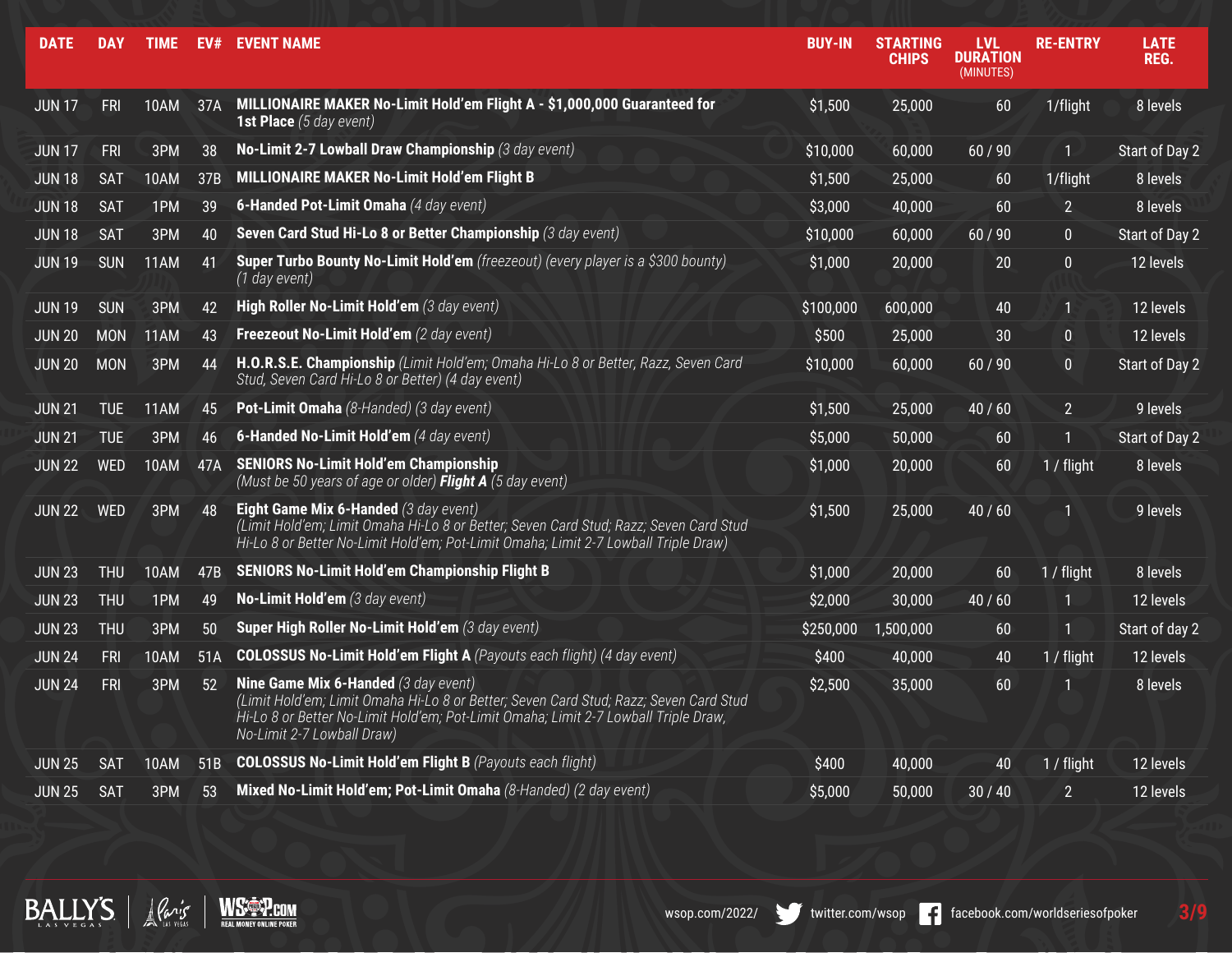| DATE | DAY | TIME | EV# | EVENT NAME | BUY-IN | STARTING CHIPS | LVL DURATION (MINUTES) | RE-ENTRY | LATE REG. |
|---|---|---|---|---|---|---|---|---|---|
| JUN 17 | FRI | 10AM | 37A | **MILLIONAIRE MAKER No-Limit Hold'em Flight A - $1,000,000 Guaranteed for 1st Place** *(5 day event)* | $1,500 | 25,000 | 60 | 1/flight | 8 levels |
| JUN 17 | FRI | 3PM | 38 | **No-Limit 2-7 Lowball Draw Championship** *(3 day event)* | $10,000 | 60,000 | 60 / 90 | 1 | Start of Day 2 |
| JUN 18 | SAT | 10AM | 37B | **MILLIONAIRE MAKER No-Limit Hold'em Flight B** | $1,500 | 25,000 | 60 | 1/flight | 8 levels |
| JUN 18 | SAT | 1PM | 39 | **6-Handed Pot-Limit Omaha** *(4 day event)* | $3,000 | 40,000 | 60 | 2 | 8 levels |
| JUN 18 | SAT | 3PM | 40 | **Seven Card Stud Hi-Lo 8 or Better Championship** *(3 day event)* | $10,000 | 60,000 | 60 / 90 | 0 | Start of Day 2 |
| JUN 19 | SUN | 11AM | 41 | **Super Turbo Bounty No-Limit Hold'em** *(freezeout) (every player is a $300 bounty) (1 day event)* | $1,000 | 20,000 | 20 | 0 | 12 levels |
| JUN 19 | SUN | 3PM | 42 | **High Roller No-Limit Hold'em** *(3 day event)* | $100,000 | 600,000 | 40 | 1 | 12 levels |
| JUN 20 | MON | 11AM | 43 | **Freezeout No-Limit Hold'em** *(2 day event)* | $500 | 25,000 | 30 | 0 | 12 levels |
| JUN 20 | MON | 3PM | 44 | **H.O.R.S.E. Championship** *(Limit Hold'em; Omaha Hi-Lo 8 or Better, Razz, Seven Card Stud, Seven Card Hi-Lo 8 or Better) (4 day event)* | $10,000 | 60,000 | 60 / 90 | 0 | Start of Day 2 |
| JUN 21 | TUE | 11AM | 45 | **Pot-Limit Omaha** *(8-Handed) (3 day event)* | $1,500 | 25,000 | 40 / 60 | 2 | 9 levels |
| JUN 21 | TUE | 3PM | 46 | **6-Handed No-Limit Hold'em** *(4 day event)* | $5,000 | 50,000 | 60 | 1 | Start of Day 2 |
| JUN 22 | WED | 10AM | 47A | **SENIORS No-Limit Hold'em Championship** *(Must be 50 years of age or older)* ***Flight A*** *(5 day event)* | $1,000 | 20,000 | 60 | 1 / flight | 8 levels |
| JUN 22 | WED | 3PM | 48 | **Eight Game Mix 6-Handed** *(3 day event) (Limit Hold'em; Limit Omaha Hi-Lo 8 or Better; Seven Card Stud; Razz; Seven Card Stud Hi-Lo 8 or Better No-Limit Hold'em; Pot-Limit Omaha; Limit 2-7 Lowball Triple Draw)* | $1,500 | 25,000 | 40 / 60 | 1 | 9 levels |
| JUN 23 | THU | 10AM | 47B | **SENIORS No-Limit Hold'em Championship Flight B** | $1,000 | 20,000 | 60 | 1 / flight | 8 levels |
| JUN 23 | THU | 1PM | 49 | **No-Limit Hold'em** *(3 day event)* | $2,000 | 30,000 | 40 / 60 | 1 | 12 levels |
| JUN 23 | THU | 3PM | 50 | **Super High Roller No-Limit Hold'em** *(3 day event)* | $250,000 | 1,500,000 | 60 | 1 | Start of day 2 |
| JUN 24 | FRI | 10AM | 51A | **COLOSSUS No-Limit Hold'em Flight A** *(Payouts each flight) (4 day event)* | $400 | 40,000 | 40 | 1 / flight | 12 levels |
| JUN 24 | FRI | 3PM | 52 | **Nine Game Mix 6-Handed** *(3 day event) (Limit Hold'em; Limit Omaha Hi-Lo 8 or Better; Seven Card Stud; Razz; Seven Card Stud Hi-Lo 8 or Better No-Limit Hold'em; Pot-Limit Omaha; Limit 2-7 Lowball Triple Draw, No-Limit 2-7 Lowball Draw)* | $2,500 | 35,000 | 60 | 1 | 8 levels |
| JUN 25 | SAT | 10AM | 51B | **COLOSSUS No-Limit Hold'em Flight B** *(Payouts each flight)* | $400 | 40,000 | 40 | 1 / flight | 12 levels |
| JUN 25 | SAT | 3PM | 53 | **Mixed No-Limit Hold'em; Pot-Limit Omaha** *(8-Handed) (2 day event)* | $5,000 | 50,000 | 30 / 40 | 2 | 12 levels |

BALLY'S LAS VEGAS | Paris LAS VEGAS | WSOP.COM REAL MONEY ONLINE POKER

wsop.com/2022/ twitter.com/wsop facebook.com/worldseriesofpoker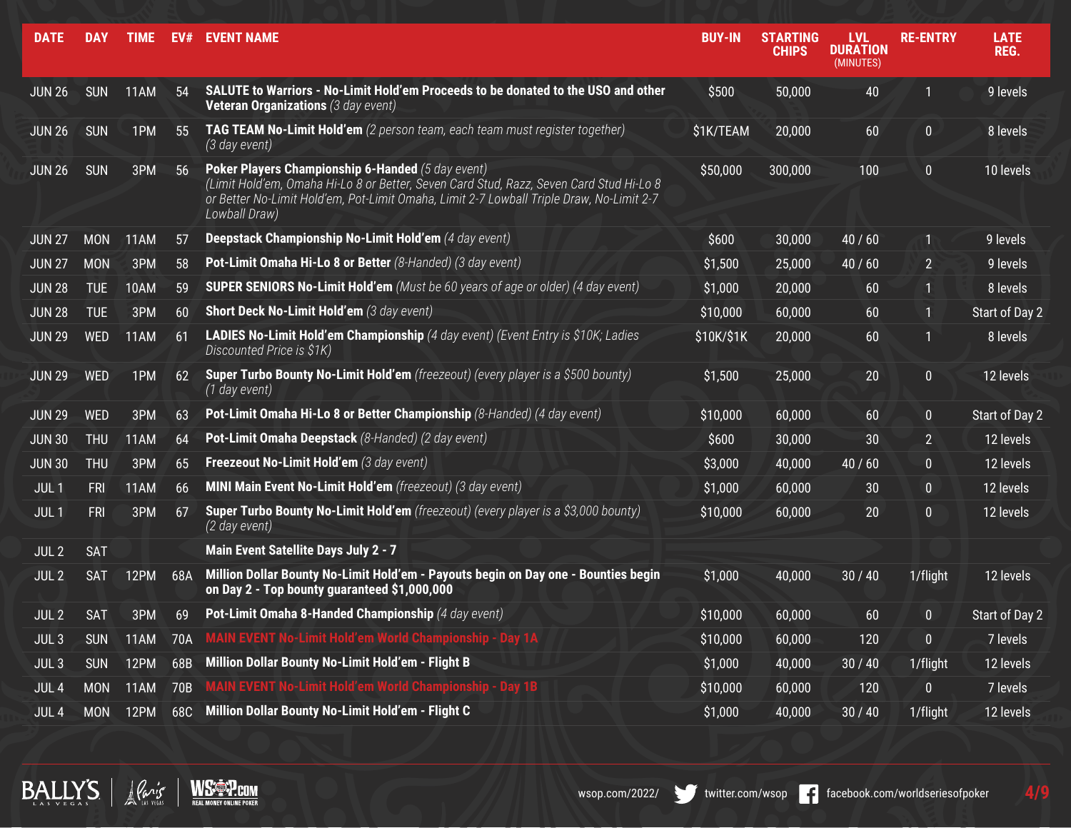| DATE | DAY | TIME | EV# | EVENT NAME | BUY-IN | STARTING CHIPS | LVL DURATION (MINUTES) | RE-ENTRY | LATE REG. |
|---|---|---|---|---|---|---|---|---|---|
| JUN 26 | SUN | 11AM | 54 | **SALUTE to Warriors - No-Limit Hold'em Proceeds to be donated to the USO and other Veteran Organizations** *(3 day event)* | $500 | 50,000 | 40 | 1 | 9 levels |
| JUN 26 | SUN | 1PM | 55 | **TAG TEAM No-Limit Hold'em** *(2 person team, each team must register together) (3 day event)* | $1K/TEAM | 20,000 | 60 | 0 | 8 levels |
| JUN 26 | SUN | 3PM | 56 | **Poker Players Championship 6-Handed** *(5 day event) (Limit Hold'em, Omaha Hi-Lo 8 or Better, Seven Card Stud, Razz, Seven Card Stud Hi-Lo 8 or Better No-Limit Hold'em, Pot-Limit Omaha, Limit 2-7 Lowball Triple Draw, No-Limit 2-7 Lowball Draw)* | $50,000 | 300,000 | 100 | 0 | 10 levels |
| JUN 27 | MON | 11AM | 57 | **Deepstack Championship No-Limit Hold'em** *(4 day event)* | $600 | 30,000 | 40 / 60 | 1 | 9 levels |
| JUN 27 | MON | 3PM | 58 | **Pot-Limit Omaha Hi-Lo 8 or Better** *(8-Handed) (3 day event)* | $1,500 | 25,000 | 40 / 60 | 2 | 9 levels |
| JUN 28 | TUE | 10AM | 59 | **SUPER SENIORS No-Limit Hold'em** *(Must be 60 years of age or older) (4 day event)* | $1,000 | 20,000 | 60 | 1 | 8 levels |
| JUN 28 | TUE | 3PM | 60 | **Short Deck No-Limit Hold'em** *(3 day event)* | $10,000 | 60,000 | 60 | 1 | Start of Day 2 |
| JUN 29 | WED | 11AM | 61 | **LADIES No-Limit Hold'em Championship** *(4 day event) (Event Entry is $10K; Ladies Discounted Price is $1K)* | $10K/$1K | 20,000 | 60 | 1 | 8 levels |
| JUN 29 | WED | 1PM | 62 | **Super Turbo Bounty No-Limit Hold'em** *(freezeout) (every player is a $500 bounty) (1 day event)* | $1,500 | 25,000 | 20 | 0 | 12 levels |
| JUN 29 | WED | 3PM | 63 | **Pot-Limit Omaha Hi-Lo 8 or Better Championship** *(8-Handed) (4 day event)* | $10,000 | 60,000 | 60 | 0 | Start of Day 2 |
| JUN 30 | THU | 11AM | 64 | **Pot-Limit Omaha Deepstack** *(8-Handed) (2 day event)* | $600 | 30,000 | 30 | 2 | 12 levels |
| JUN 30 | THU | 3PM | 65 | **Freezeout No-Limit Hold'em** *(3 day event)* | $3,000 | 40,000 | 40 / 60 | 0 | 12 levels |
| JUL 1 | FRI | 11AM | 66 | **MINI Main Event No-Limit Hold'em** *(freezeout) (3 day event)* | $1,000 | 60,000 | 30 | 0 | 12 levels |
| JUL 1 | FRI | 3PM | 67 | **Super Turbo Bounty No-Limit Hold'em** *(freezeout) (every player is a $3,000 bounty) (2 day event)* | $10,000 | 60,000 | 20 | 0 | 12 levels |
| JUL 2 | SAT | | | **Main Event Satellite Days July 2 - 7** | | | | | |
| JUL 2 | SAT | 12PM | 68A | **Million Dollar Bounty No-Limit Hold'em - Payouts begin on Day one - Bounties begin on Day 2 - Top bounty guaranteed $1,000,000** | $1,000 | 40,000 | 30 / 40 | 1/flight | 12 levels |
| JUL 2 | SAT | 3PM | 69 | **Pot-Limit Omaha 8-Handed Championship** *(4 day event)* | $10,000 | 60,000 | 60 | 0 | Start of Day 2 |
| JUL 3 | SUN | 11AM | 70A | **MAIN EVENT No-Limit Hold'em World Championship - Day 1A** | $10,000 | 60,000 | 120 | 0 | 7 levels |
| JUL 3 | SUN | 12PM | 68B | **Million Dollar Bounty No-Limit Hold'em - Flight B** | $1,000 | 40,000 | 30 / 40 | 1/flight | 12 levels |
| JUL 4 | MON | 11AM | 70B | **MAIN EVENT No-Limit Hold'em World Championship - Day 1B** | $10,000 | 60,000 | 120 | 0 | 7 levels |
| JUL 4 | MON | 12PM | 68C | **Million Dollar Bounty No-Limit Hold'em - Flight C** | $1,000 | 40,000 | 30 / 40 | 1/flight | 12 levels |

wsop.com/2022/ twitter.com/wsop facebook.com/worldseriesofpoker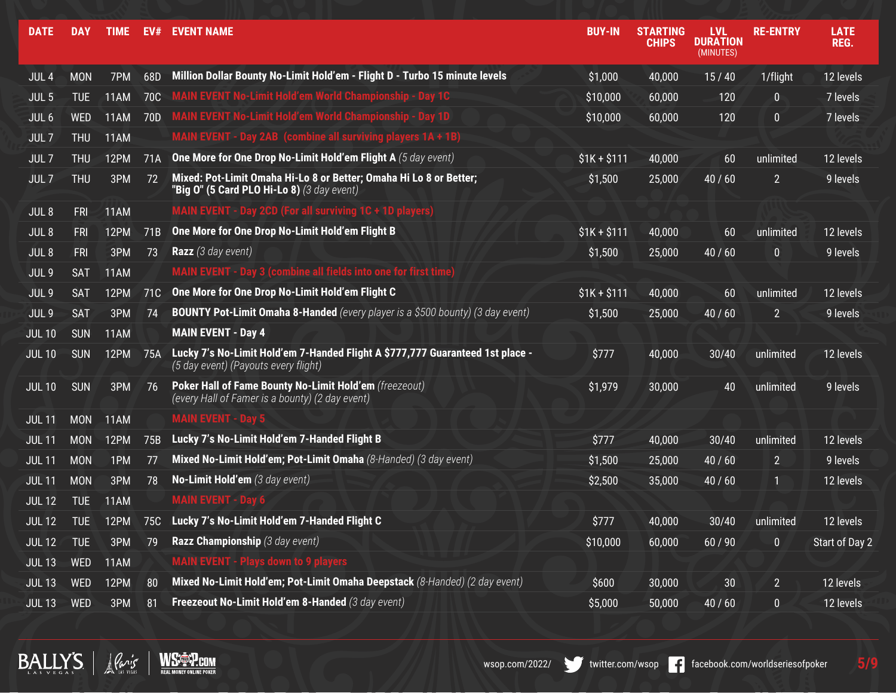| DATE | DAY | TIME | EV# | EVENT NAME | BUY-IN | STARTING CHIPS | LVL DURATION (MINUTES) | RE-ENTRY | LATE REG. |
|---|---|---|---|---|---|---|---|---|---|
| JUL 4 | MON | 7PM | 68D | **Million Dollar Bounty No-Limit Hold'em - Flight D - Turbo 15 minute levels** | $1,000 | 40,000 | 15 / 40 | 1/flight | 12 levels |
| JUL 5 | TUE | 11AM | 70C | **MAIN EVENT No-Limit Hold'em World Championship - Day 1C** | $10,000 | 60,000 | 120 | 0 | 7 levels |
| JUL 6 | WED | 11AM | 70D | **MAIN EVENT No-Limit Hold'em World Championship - Day 1D** | $10,000 | 60,000 | 120 | 0 | 7 levels |
| JUL 7 | THU | 11AM | | **MAIN EVENT - Day 2AB (combine all surviving players 1A + 1B)** | | | | | |
| JUL 7 | THU | 12PM | 71A | **One More for One Drop No-Limit Hold'em Flight A** *(5 day event)* | $1K + $111 | 40,000 | 60 | unlimited | 12 levels |
| JUL 7 | THU | 3PM | 72 | **Mixed: Pot-Limit Omaha Hi-Lo 8 or Better; Omaha Hi Lo 8 or Better; "Big O" (5 Card PLO Hi-Lo 8)** *(3 day event)* | $1,500 | 25,000 | 40 / 60 | 2 | 9 levels |
| JUL 8 | FRI | 11AM | | **MAIN EVENT - Day 2CD (For all surviving 1C + 1D players)** | | | | | |
| JUL 8 | FRI | 12PM | 71B | **One More for One Drop No-Limit Hold'em Flight B** | $1K + $111 | 40,000 | 60 | unlimited | 12 levels |
| JUL 8 | FRI | 3PM | 73 | **Razz** *(3 day event)* | $1,500 | 25,000 | 40 / 60 | 0 | 9 levels |
| JUL 9 | SAT | 11AM | | **MAIN EVENT - Day 3 (combine all fields into one for first time)** | | | | | |
| JUL 9 | SAT | 12PM | 71C | **One More for One Drop No-Limit Hold'em Flight C** | $1K + $111 | 40,000 | 60 | unlimited | 12 levels |
| JUL 9 | SAT | 3PM | 74 | **BOUNTY Pot-Limit Omaha 8-Handed** *(every player is a $500 bounty) (3 day event)* | $1,500 | 25,000 | 40 / 60 | 2 | 9 levels |
| JUL 10 | SUN | 11AM | | **MAIN EVENT - Day 4** | | | | | |
| JUL 10 | SUN | 12PM | 75A | **Lucky 7's No-Limit Hold'em 7-Handed Flight A $777,777 Guaranteed 1st place -** *(5 day event) (Payouts every flight)* | $777 | 40,000 | 30/40 | unlimited | 12 levels |
| JUL 10 | SUN | 3PM | 76 | **Poker Hall of Fame Bounty No-Limit Hold'em** *(freezeout) (every Hall of Famer is a bounty) (2 day event)* | $1,979 | 30,000 | 40 | unlimited | 9 levels |
| JUL 11 | MON | 11AM | | **MAIN EVENT - Day 5** | | | | | |
| JUL 11 | MON | 12PM | 75B | **Lucky 7's No-Limit Hold'em 7-Handed Flight B** | $777 | 40,000 | 30/40 | unlimited | 12 levels |
| JUL 11 | MON | 1PM | 77 | **Mixed No-Limit Hold'em; Pot-Limit Omaha** *(8-Handed) (3 day event)* | $1,500 | 25,000 | 40 / 60 | 2 | 9 levels |
| JUL 11 | MON | 3PM | 78 | **No-Limit Hold'em** *(3 day event)* | $2,500 | 35,000 | 40 / 60 | 1 | 12 levels |
| JUL 12 | TUE | 11AM | | **MAIN EVENT - Day 6** | | | | | |
| JUL 12 | TUE | 12PM | 75C | **Lucky 7's No-Limit Hold'em 7-Handed Flight C** | $777 | 40,000 | 30/40 | unlimited | 12 levels |
| JUL 12 | TUE | 3PM | 79 | **Razz Championship** *(3 day event)* | $10,000 | 60,000 | 60 / 90 | 0 | Start of Day 2 |
| JUL 13 | WED | 11AM | | **MAIN EVENT - Plays down to 9 players** | | | | | |
| JUL 13 | WED | 12PM | 80 | **Mixed No-Limit Hold'em; Pot-Limit Omaha Deepstack** *(8-Handed) (2 day event)* | $600 | 30,000 | 30 | 2 | 12 levels |
| JUL 13 | WED | 3PM | 81 | **Freezeout No-Limit Hold'em 8-Handed** *(3 day event)* | $5,000 | 50,000 | 40 / 60 | 0 | 12 levels |

wsop.com/2022/ twitter.com/wsop facebook.com/worldseriesofpoker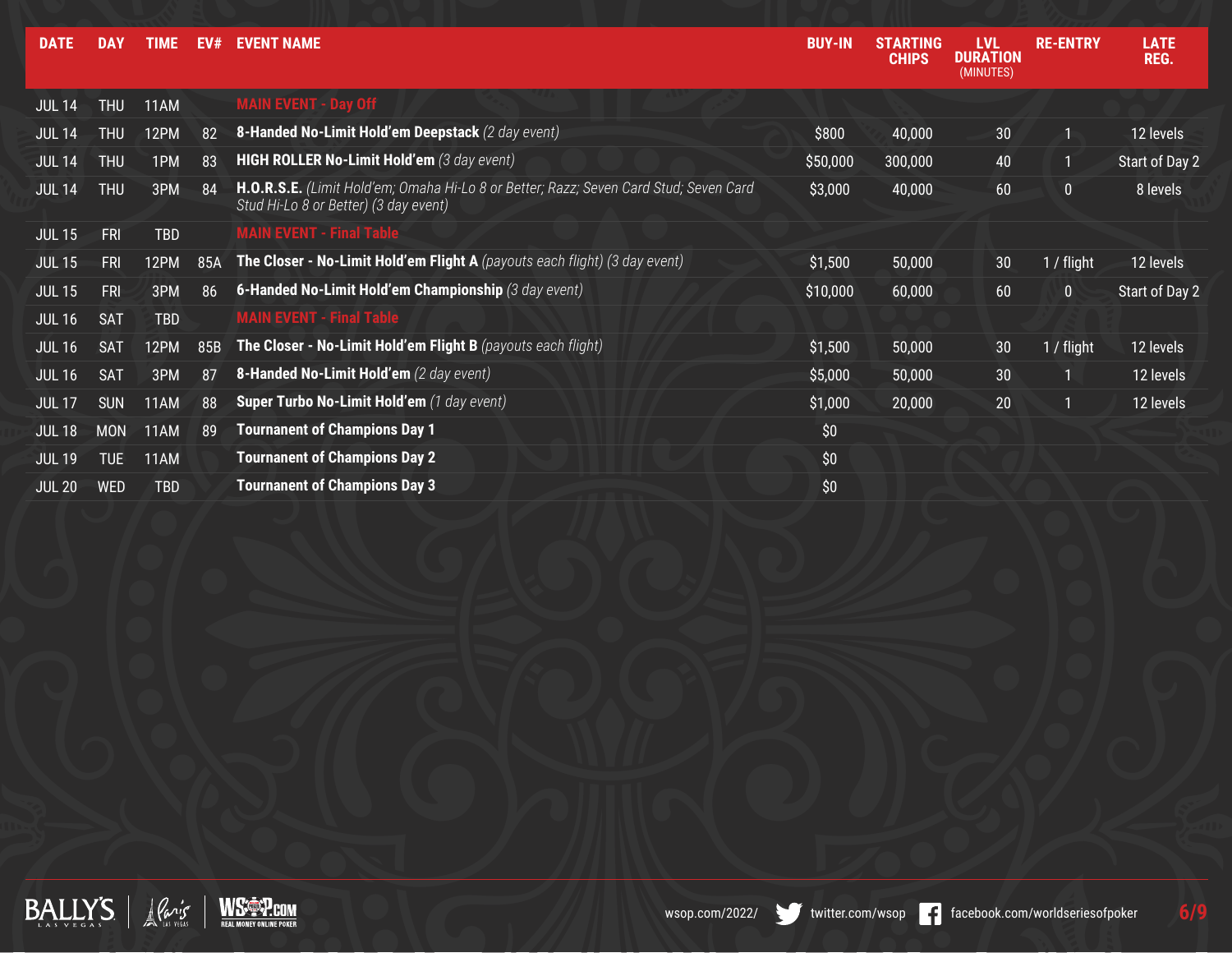| DATE | DAY | TIME | EV# | EVENT NAME | BUY-IN | STARTING CHIPS | LVL DURATION (MINUTES) | RE-ENTRY | LATE REG. |
|---|---|---|---|---|---|---|---|---|---|
| JUL 14 | THU | 11AM | | MAIN EVENT - Day Off | | | | | |
| JUL 14 | THU | 12PM | 82 | **8-Handed No-Limit Hold'em Deepstack** *(2 day event)* | $800 | 40,000 | 30 | 1 | 12 levels |
| JUL 14 | THU | 1PM | 83 | **HIGH ROLLER No-Limit Hold'em** *(3 day event)* | $50,000 | 300,000 | 40 | 1 | Start of Day 2 |
| JUL 14 | THU | 3PM | 84 | **H.O.R.S.E.** *(Limit Hold'em; Omaha Hi-Lo 8 or Better; Razz; Seven Card Stud; Seven Card Stud Hi-Lo 8 or Better) (3 day event)* | $3,000 | 40,000 | 60 | 0 | 8 levels |
| JUL 15 | FRI | TBD | | MAIN EVENT - Final Table | | | | | |
| JUL 15 | FRI | 12PM | 85A | **The Closer - No-Limit Hold'em Flight A** *(payouts each flight) (3 day event)* | $1,500 | 50,000 | 30 | 1 / flight | 12 levels |
| JUL 15 | FRI | 3PM | 86 | **6-Handed No-Limit Hold'em Championship** *(3 day event)* | $10,000 | 60,000 | 60 | 0 | Start of Day 2 |
| JUL 16 | SAT | TBD | | MAIN EVENT - Final Table | | | | | |
| JUL 16 | SAT | 12PM | 85B | **The Closer - No-Limit Hold'em Flight B** *(payouts each flight)* | $1,500 | 50,000 | 30 | 1 / flight | 12 levels |
| JUL 16 | SAT | 3PM | 87 | **8-Handed No-Limit Hold'em** *(2 day event)* | $5,000 | 50,000 | 30 | 1 | 12 levels |
| JUL 17 | SUN | 11AM | 88 | **Super Turbo No-Limit Hold'em** *(1 day event)* | $1,000 | 20,000 | 20 | 1 | 12 levels |
| JUL 18 | MON | 11AM | 89 | **Tournament of Champions Day 1** | $0 | | | | |
| JUL 19 | TUE | 11AM | | **Tournament of Champions Day 2** | $0 | | | | |
| JUL 20 | WED | TBD | | **Tournament of Champions Day 3** | $0 | | | | |

wsop.com/2022/ twitter.com/wsop facebook.com/worldseriesofpoker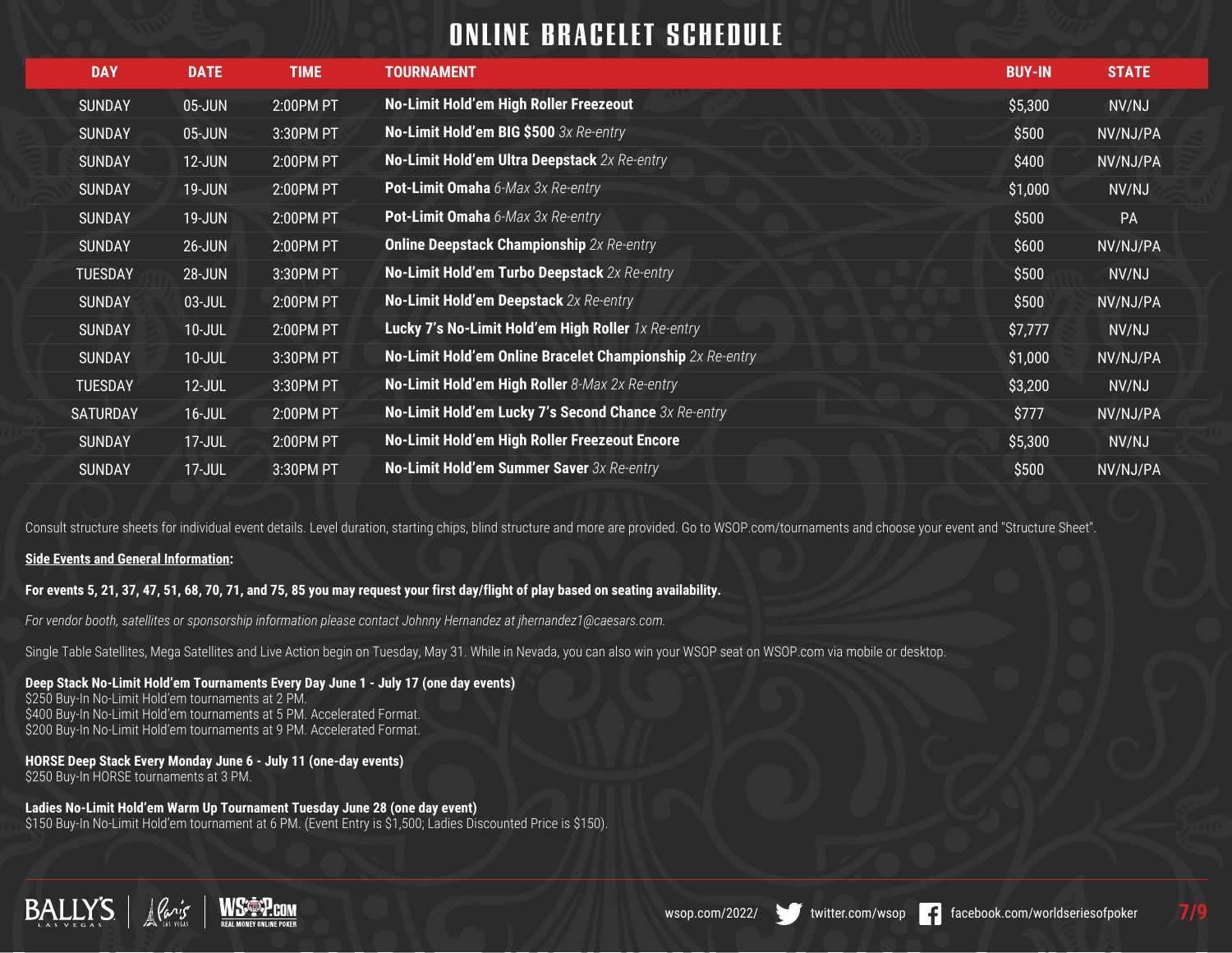# ONLINE BRACELET SCHEDULE

| DAY | DATE | TIME | TOURNAMENT | BUY-IN | STATE |
|---|---|---|---|---|---|
| SUNDAY | 05-JUN | 2:00PM PT | **No-Limit Hold'em High Roller Freezeout** | $5,300 | NV/NJ |
| SUNDAY | 05-JUN | 3:30PM PT | **No-Limit Hold'em BIG $500** *3x Re-entry* | $500 | NV/NJ/PA |
| SUNDAY | 12-JUN | 2:00PM PT | **No-Limit Hold'em Ultra Deepstack** *2x Re-entry* | $400 | NV/NJ/PA |
| SUNDAY | 19-JUN | 2:00PM PT | **Pot-Limit Omaha** *6-Max 3x Re-entry* | $1,000 | NV/NJ |
| SUNDAY | 19-JUN | 2:00PM PT | **Pot-Limit Omaha** *6-Max 3x Re-entry* | $500 | PA |
| SUNDAY | 26-JUN | 2:00PM PT | **Online Deepstack Championship** *2x Re-entry* | $600 | NV/NJ/PA |
| TUESDAY | 28-JUN | 3:30PM PT | **No-Limit Hold'em Turbo Deepstack** *2x Re-entry* | $500 | NV/NJ |
| SUNDAY | 03-JUL | 2:00PM PT | **No-Limit Hold'em Deepstack** *2x Re-entry* | $500 | NV/NJ/PA |
| SUNDAY | 10-JUL | 2:00PM PT | **Lucky 7's No-Limit Hold'em High Roller** *1x Re-entry* | $7,777 | NV/NJ |
| SUNDAY | 10-JUL | 3:30PM PT | **No-Limit Hold'em Online Bracelet Championship** *2x Re-entry* | $1,000 | NV/NJ/PA |
| TUESDAY | 12-JUL | 3:30PM PT | **No-Limit Hold'em High Roller** *8-Max 2x Re-entry* | $3,200 | NV/NJ |
| SATURDAY | 16-JUL | 2:00PM PT | **No-Limit Hold'em Lucky 7's Second Chance** *3x Re-entry* | $777 | NV/NJ/PA |
| SUNDAY | 17-JUL | 2:00PM PT | **No-Limit Hold'em High Roller Freezeout Encore** | $5,300 | NV/NJ |
| SUNDAY | 17-JUL | 3:30PM PT | **No-Limit Hold'em Summer Saver** *3x Re-entry* | $500 | NV/NJ/PA |

Consult structure sheets for individual event details. Level duration, starting chips, blind structure and more are provided. Go to WSOP.com/tournaments and choose your event and "Structure Sheet".

**Side Events and General Information:**

**For events 5, 21, 37, 47, 51, 68, 70, 71, and 75, 85 you may request your first day/flight of play based on seating availability.**

*For vendor booth, satellites or sponsorship information please contact Johnny Hernandez at jhernandez1@caesars.com.*

Single Table Satellites, Mega Satellites and Live Action begin on Tuesday, May 31. While in Nevada, you can also win your WSOP seat on WSOP.com via mobile or desktop.

**Deep Stack No-Limit Hold'em Tournaments Every Day June 1 - July 17 (one day events)**
$250 Buy-In No-Limit Hold'em tournaments at 2 PM.
$400 Buy-In No-Limit Hold'em tournaments at 5 PM. Accelerated Format.
$200 Buy-In No-Limit Hold'em tournaments at 9 PM. Accelerated Format.

**HORSE Deep Stack Every Monday June 6 - July 11 (one-day events)**
$250 Buy-In HORSE tournaments at 3 PM.

**Ladies No-Limit Hold'em Warm Up Tournament Tuesday June 28 (one day event)**
$150 Buy-In No-Limit Hold'em tournament at 6 PM. (Event Entry is $1,500; Ladies Discounted Price is $150).

BALLY'S LAS VEGAS | Paris LAS VEGAS | WSOP.COM REAL MONEY ONLINE POKER

wsop.com/2022/ twitter.com/wsop facebook.com/worldseriesofpoker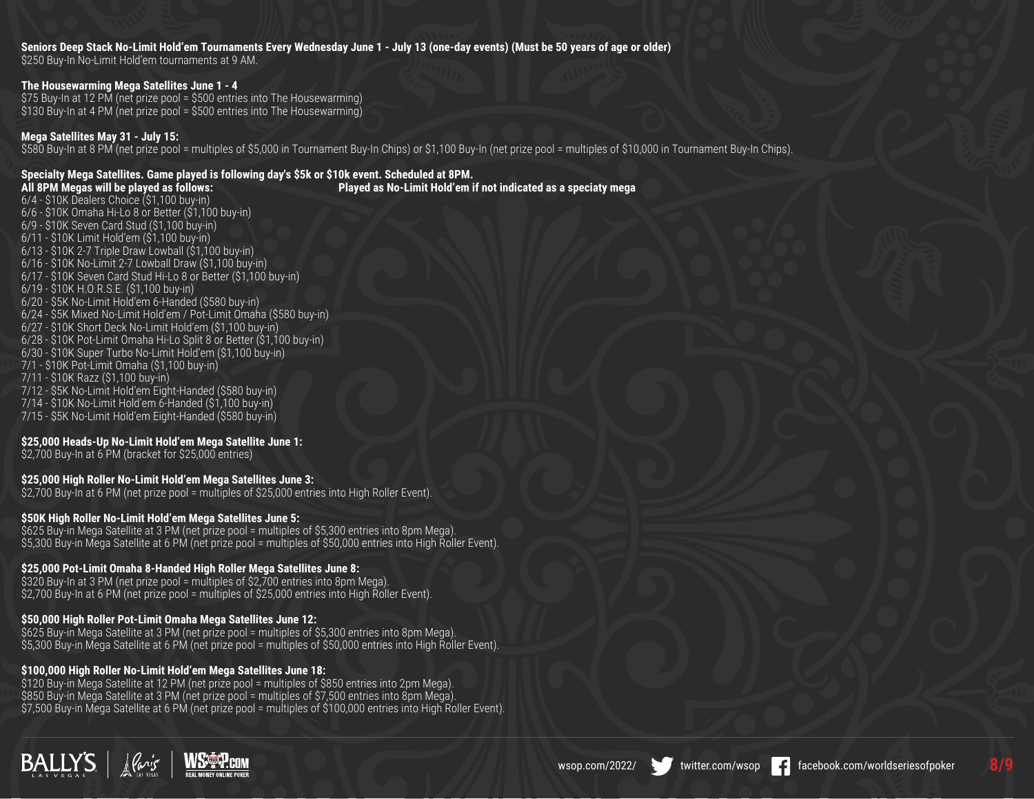**Seniors Deep Stack No-Limit Hold'em Tournaments Every Wednesday June 1 - July 13 (one-day events) (Must be 50 years of age or older)**
$250 Buy-In No-Limit Hold'em tournaments at 9 AM.

**The Housewarming Mega Satellites June 1 - 4**
$75 Buy-In at 12 PM (net prize pool = $500 entries into The Housewarming)
$130 Buy-In at 4 PM (net prize pool = $500 entries into The Housewarming)

**Mega Satellites May 31 - July 15:**
$580 Buy-In at 8 PM (net prize pool = multiples of $5,000 in Tournament Buy-In Chips) or $1,100 Buy-In (net prize pool = multiples of $10,000 in Tournament Buy-In Chips).

**Specialty Mega Satellites. Game played is following day's $5k or $10k event. Scheduled at 8PM.**
**All 8PM Megas will be played as follows:**
**Played as No-Limit Hold'em if not indicated as a speciaty mega**

6/4 - $10K Dealers Choice ($1,100 buy-in)
6/6 - $10K Omaha Hi-Lo 8 or Better ($1,100 buy-in)
6/9 - $10K Seven Card Stud ($1,100 buy-in)
6/11 - $10K Limit Hold'em ($1,100 buy-in)
6/13 - $10K 2-7 Triple Draw Lowball ($1,100 buy-in)
6/16 - $10K No-Limit 2-7 Lowball Draw ($1,100 buy-in)
6/17 - $10K Seven Card Stud Hi-Lo 8 or Better ($1,100 buy-in)
6/19 - $10K H.O.R.S.E. ($1,100 buy-in)
6/20 - $5K No-Limit Hold'em 6-Handed ($580 buy-in)
6/24 - $5K Mixed No-Limit Hold'em / Pot-Limit Omaha ($580 buy-in)
6/27 - $10K Short Deck No-Limit Hold'em ($1,100 buy-in)
6/28 - $10K Pot-Limit Omaha Hi-Lo Split 8 or Better ($1,100 buy-in)
6/30 - $10K Super Turbo No-Limit Hold'em ($1,100 buy-in)
7/1 - $10K Pot-Limit Omaha ($1,100 buy-in)
7/11 - $10K Razz ($1,100 buy-in)
7/12 - $5K No-Limit Hold'em Eight-Handed ($580 buy-in)
7/14 - $10K No-Limit Hold'em 6-Handed ($1,100 buy-in)
7/15 - $5K No-Limit Hold'em Eight-Handed ($580 buy-in)

**$25,000 Heads-Up No-Limit Hold'em Mega Satellite June 1:**
$2,700 Buy-In at 6 PM (bracket for $25,000 entries)

**$25,000 High Roller No-Limit Hold'em Mega Satellites June 3:**
$2,700 Buy-In at 6 PM (net prize pool = multiples of $25,000 entries into High Roller Event).

**$50K High Roller No-Limit Hold'em Mega Satellites June 5:**
$625 Buy-in Mega Satellite at 3 PM (net prize pool = multiples of $5,300 entries into 8pm Mega).
$5,300 Buy-in Mega Satellite at 6 PM (net prize pool = multiples of $50,000 entries into High Roller Event).

**$25,000 Pot-Limit Omaha 8-Handed High Roller Mega Satellites June 8:**
$320 Buy-In at 3 PM (net prize pool = multiples of $2,700 entries into 8pm Mega).
$2,700 Buy-In at 6 PM (net prize pool = multiples of $25,000 entries into High Roller Event).

**$50,000 High Roller Pot-Limit Omaha Mega Satellites June 12:**
$625 Buy-in Mega Satellite at 3 PM (net prize pool = multiples of $5,300 entries into 8pm Mega).
$5,300 Buy-in Mega Satellite at 6 PM (net prize pool = multiples of $50,000 entries into High Roller Event).

**$100,000 High Roller No-Limit Hold'em Mega Satellites June 18:**
$120 Buy-in Mega Satellite at 12 PM (net prize pool = multiples of $850 entries into 2pm Mega).
$850 Buy-in Mega Satellite at 3 PM (net prize pool = multiples of $7,500 entries into 8pm Mega).
$7,500 Buy-in Mega Satellite at 6 PM (net prize pool = multiples of $100,000 entries into High Roller Event).

wsop.com/2022/ twitter.com/wsop facebook.com/worldseriesofpoker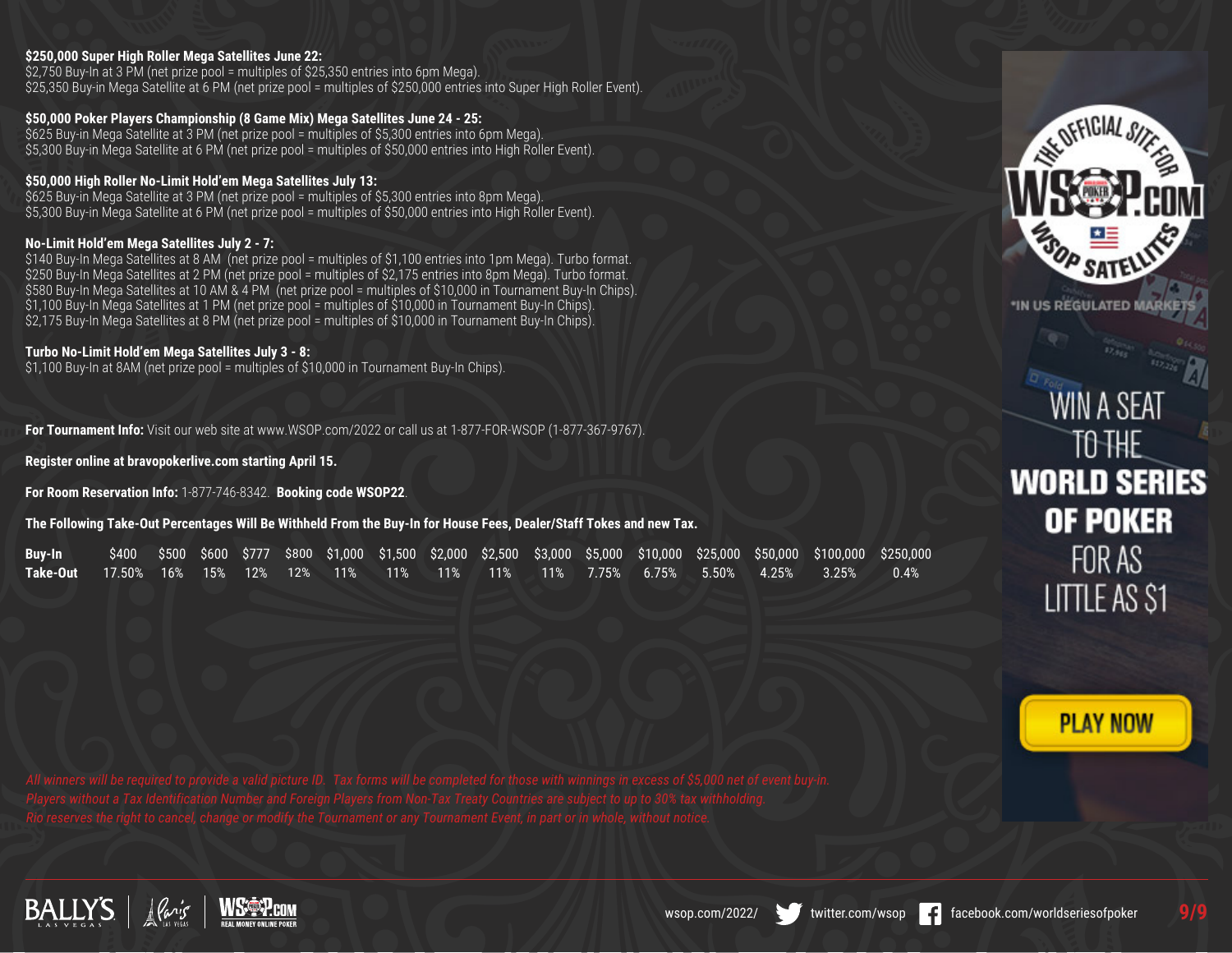**$250,000 Super High Roller Mega Satellites June 22:**
$2,750 Buy-In at 3 PM (net prize pool = multiples of $25,350 entries into 6pm Mega).
$25,350 Buy-in Mega Satellite at 6 PM (net prize pool = multiples of $250,000 entries into Super High Roller Event).

**$50,000 Poker Players Championship (8 Game Mix) Mega Satellites June 24 - 25:**
$625 Buy-in Mega Satellite at 3 PM (net prize pool = multiples of $5,300 entries into 6pm Mega).
$5,300 Buy-in Mega Satellite at 6 PM (net prize pool = multiples of $50,000 entries into High Roller Event).

**$50,000 High Roller No-Limit Hold'em Mega Satellites July 13:**
$625 Buy-in Mega Satellite at 3 PM (net prize pool = multiples of $5,300 entries into 8pm Mega).
$5,300 Buy-in Mega Satellite at 6 PM (net prize pool = multiples of $50,000 entries into High Roller Event).

**No-Limit Hold'em Mega Satellites July 2 - 7:**
$140 Buy-In Mega Satellites at 8 AM (net prize pool = multiples of $1,100 entries into 1pm Mega). Turbo format.
$250 Buy-In Mega Satellites at 2 PM (net prize pool = multiples of $2,175 entries into 8pm Mega). Turbo format.
$580 Buy-In Mega Satellites at 10 AM & 4 PM (net prize pool = multiples of $10,000 in Tournament Buy-In Chips).
$1,100 Buy-In Mega Satellites at 1 PM (net prize pool = multiples of $10,000 in Tournament Buy-In Chips).
$2,175 Buy-In Mega Satellites at 8 PM (net prize pool = multiples of $10,000 in Tournament Buy-In Chips).

**Turbo No-Limit Hold'em Mega Satellites July 3 - 8:**
$1,100 Buy-In at 8AM (net prize pool = multiples of $10,000 in Tournament Buy-In Chips).

**For Tournament Info:** Visit our web site at www.WSOP.com/2022 or call us at 1-877-FOR-WSOP (1-877-367-9767).

**Register online at bravopokerlive.com starting April 15.**

**For Room Reservation Info:** 1-877-746-8342. **Booking code WSOP22**.

**The Following Take-Out Percentages Will Be Withheld From the Buy-In for House Fees, Dealer/Staff Tokes and new Tax.**

| **Buy-In** | $400 | $500 | $600 | $777 | $800 | $1,000 | $1,500 | $2,000 | $2,500 | $3,000 | $5,000 | $10,000 | $25,000 | $50,000 | $100,000 | $250,000 |
|---|---|---|---|---|---|---|---|---|---|---|---|---|---|---|---|---|
| **Take-Out** | 17.50% | 16% | 15% | 12% | 12% | 11% | 11% | 11% | 11% | 11% | 7.75% | 6.75% | 5.50% | 4.25% | 3.25% | 0.4% |

THE OFFICIAL SITE FOR WSOP.COM WSOP SATELLITES

*IN US REGULATED MARKETS

WIN A SEAT TO THE **WORLD SERIES OF POKER** FOR AS LITTLE AS $1

**PLAY NOW**

*All winners will be required to provide a valid picture ID. Tax forms will be completed for those with winnings in excess of $5,000 net of event buy-in.*
*Players without a Tax Identification Number and Foreign Players from Non-Tax Treaty Countries are subject to up to 30% tax withholding.*
*Rio reserves the right to cancel, change or modify the Tournament or any Tournament Event, in part or in whole, without notice.*

wsop.com/2022/ twitter.com/wsop facebook.com/worldseriesofpoker